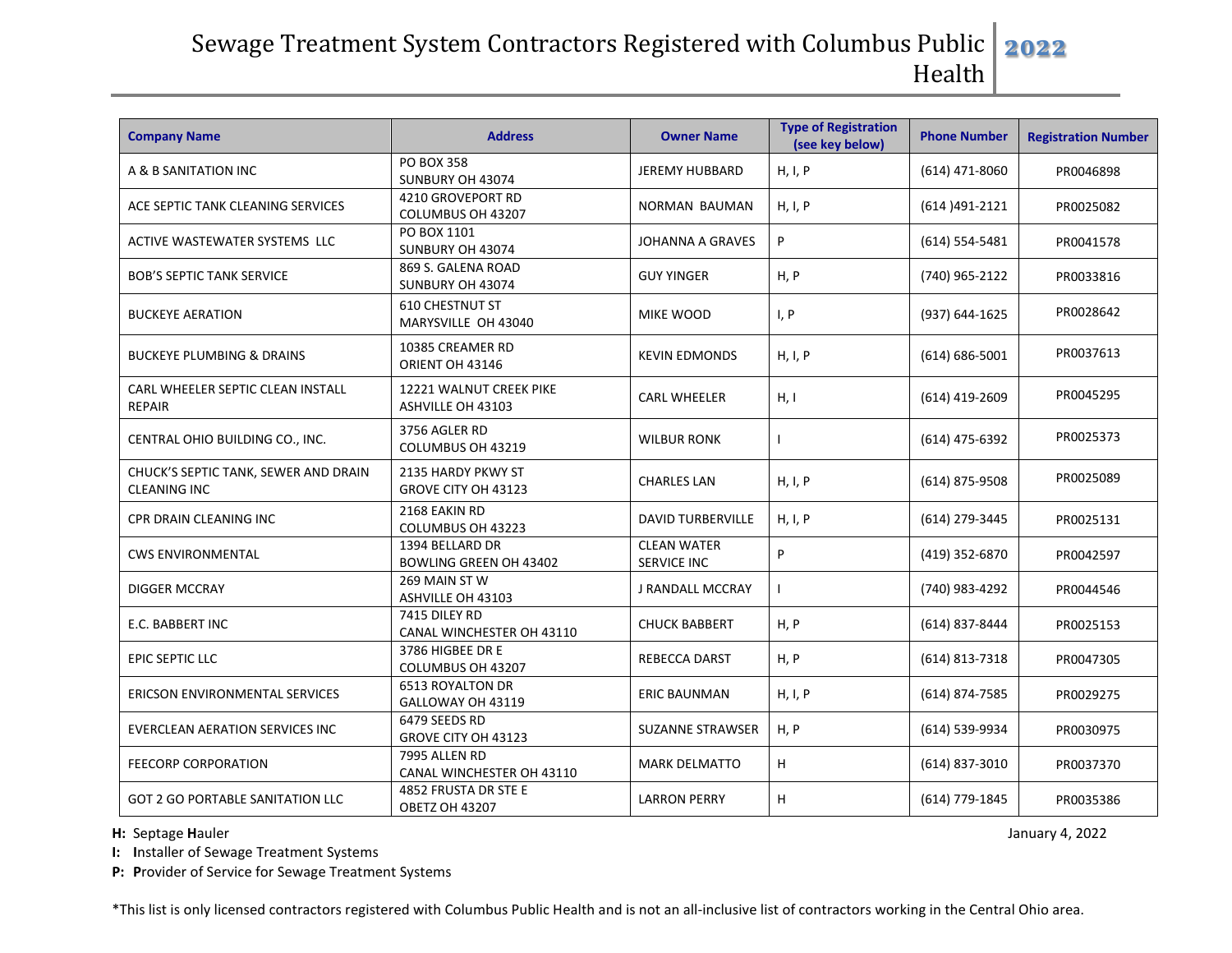# Sewage Treatment System Contractors Registered with Columbus Public Health 2022

| Company Name | Address | Owner Name | Type of Registration (see key below) | Phone Number | Registration Number |
|---|---|---|---|---|---|
| A & B SANITATION INC | PO BOX 358 SUNBURY OH 43074 | JEREMY HUBBARD | H, I, P | (614) 471-8060 | PR0046898 |
| ACE SEPTIC TANK CLEANING SERVICES | 4210 GROVEPORT RD COLUMBUS OH 43207 | NORMAN BAUMAN | H, I, P | (614 )491-2121 | PR0025082 |
| ACTIVE WASTEWATER SYSTEMS LLC | PO BOX 1101 SUNBURY OH 43074 | JOHANNA A GRAVES | P | (614) 554-5481 | PR0041578 |
| BOB'S SEPTIC TANK SERVICE | 869 S. GALENA ROAD SUNBURY OH 43074 | GUY YINGER | H, P | (740) 965-2122 | PR0033816 |
| BUCKEYE AERATION | 610 CHESTNUT ST MARYSVILLE OH 43040 | MIKE WOOD | I, P | (937) 644-1625 | PR0028642 |
| BUCKEYE PLUMBING & DRAINS | 10385 CREAMER RD ORIENT OH 43146 | KEVIN EDMONDS | H, I, P | (614) 686-5001 | PR0037613 |
| CARL WHEELER SEPTIC CLEAN INSTALL REPAIR | 12221 WALNUT CREEK PIKE ASHVILLE OH 43103 | CARL WHEELER | H, I | (614) 419-2609 | PR0045295 |
| CENTRAL OHIO BUILDING CO., INC. | 3756 AGLER RD COLUMBUS OH 43219 | WILBUR RONK | I | (614) 475-6392 | PR0025373 |
| CHUCK'S SEPTIC TANK, SEWER AND DRAIN CLEANING INC | 2135 HARDY PKWY ST GROVE CITY OH 43123 | CHARLES LAN | H, I, P | (614) 875-9508 | PR0025089 |
| CPR DRAIN CLEANING INC | 2168 EAKIN RD COLUMBUS OH 43223 | DAVID TURBERVILLE | H, I, P | (614) 279-3445 | PR0025131 |
| CWS ENVIRONMENTAL | 1394 BELLARD DR BOWLING GREEN OH 43402 | CLEAN WATER SERVICE INC | P | (419) 352-6870 | PR0042597 |
| DIGGER MCCRAY | 269 MAIN ST W ASHVILLE OH 43103 | J RANDALL MCCRAY | I | (740) 983-4292 | PR0044546 |
| E.C. BABBERT INC | 7415 DILEY RD CANAL WINCHESTER OH 43110 | CHUCK BABBERT | H, P | (614) 837-8444 | PR0025153 |
| EPIC SEPTIC LLC | 3786 HIGBEE DR E COLUMBUS OH 43207 | REBECCA DARST | H, P | (614) 813-7318 | PR0047305 |
| ERICSON ENVIRONMENTAL SERVICES | 6513 ROYALTON DR GALLOWAY OH 43119 | ERIC BAUNMAN | H, I, P | (614) 874-7585 | PR0029275 |
| EVERCLEAN AERATION SERVICES INC | 6479 SEEDS RD GROVE CITY OH 43123 | SUZANNE STRAWSER | H, P | (614) 539-9934 | PR0030975 |
| FEECORP CORPORATION | 7995 ALLEN RD CANAL WINCHESTER OH 43110 | MARK DELMATTO | H | (614) 837-3010 | PR0037370 |
| GOT 2 GO PORTABLE SANITATION LLC | 4852 FRUSTA DR STE E OBETZ OH 43207 | LARRON PERRY | H | (614) 779-1845 | PR0035386 |

**H:** Septage **H**auler

**I:** **I**nstaller of Sewage Treatment Systems

**P:** **P**rovider of Service for Sewage Treatment Systems

January 4, 2022

*This list is only licensed contractors registered with Columbus Public Health and is not an all-inclusive list of contractors working in the Central Ohio area.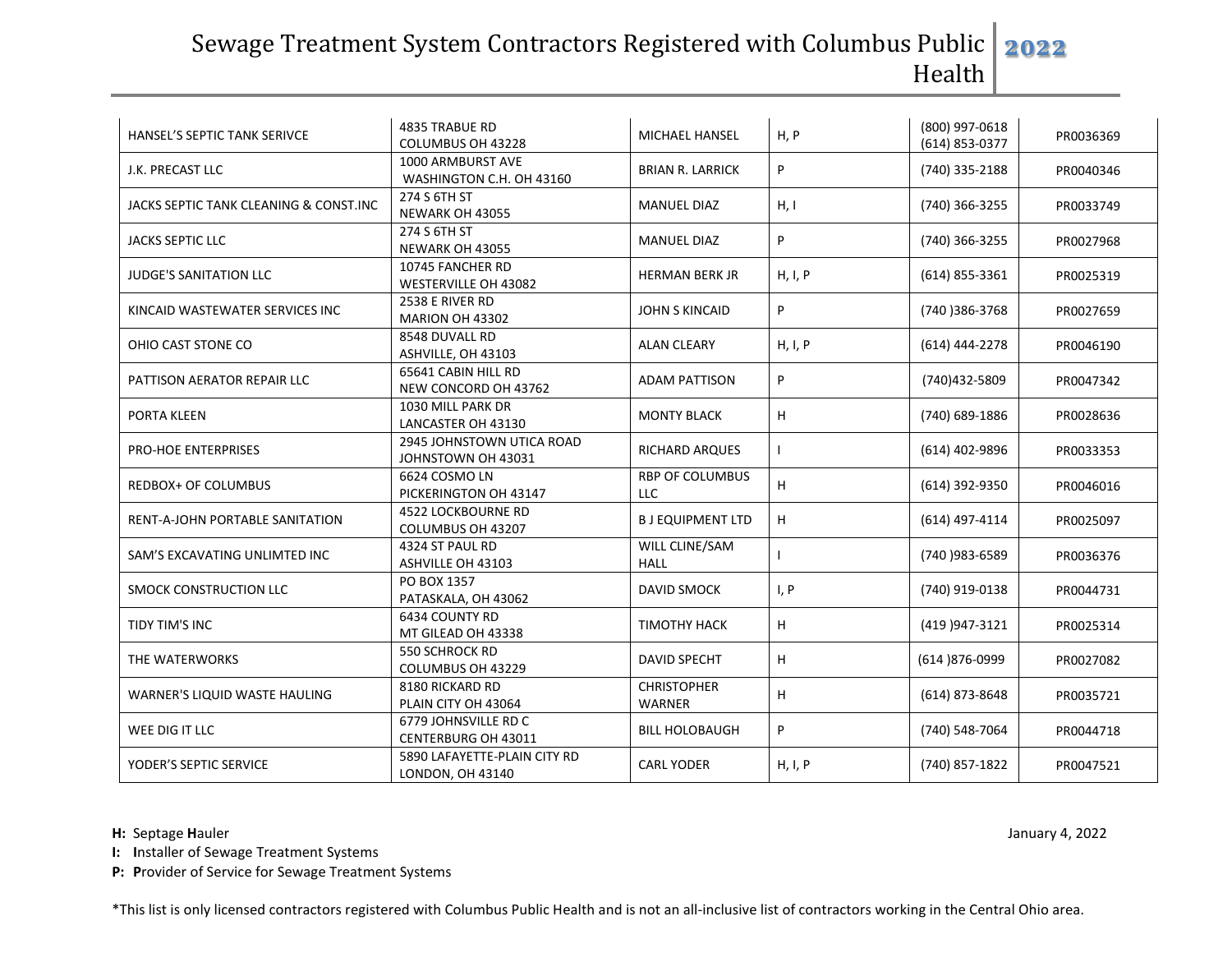# Sewage Treatment System Contractors Registered with Columbus Public Health 2022

| | | | | | |
|---|---|---|---|---|---|
| HANSEL'S SEPTIC TANK SERIVCE | 4835 TRABUE RD COLUMBUS OH 43228 | MICHAEL HANSEL | H, P | (800) 997-0618 (614) 853-0377 | PR0036369 |
| J.K. PRECAST LLC | 1000 ARMBURST AVE WASHINGTON C.H. OH 43160 | BRIAN R. LARRICK | P | (740) 335-2188 | PR0040346 |
| JACKS SEPTIC TANK CLEANING & CONST.INC | 274 S 6TH ST NEWARK OH 43055 | MANUEL DIAZ | H, I | (740) 366-3255 | PR0033749 |
| JACKS SEPTIC LLC | 274 S 6TH ST NEWARK OH 43055 | MANUEL DIAZ | P | (740) 366-3255 | PR0027968 |
| JUDGE'S SANITATION LLC | 10745 FANCHER RD WESTERVILLE OH 43082 | HERMAN BERK JR | H, I, P | (614) 855-3361 | PR0025319 |
| KINCAID WASTEWATER SERVICES INC | 2538 E RIVER RD MARION OH 43302 | JOHN S KINCAID | P | (740 )386-3768 | PR0027659 |
| OHIO CAST STONE CO | 8548 DUVALL RD ASHVILLE, OH 43103 | ALAN CLEARY | H, I, P | (614) 444-2278 | PR0046190 |
| PATTISON AERATOR REPAIR LLC | 65641 CABIN HILL RD NEW CONCORD OH 43762 | ADAM PATTISON | P | (740)432-5809 | PR0047342 |
| PORTA KLEEN | 1030 MILL PARK DR LANCASTER OH 43130 | MONTY BLACK | H | (740) 689-1886 | PR0028636 |
| PRO-HOE ENTERPRISES | 2945 JOHNSTOWN UTICA ROAD JOHNSTOWN OH 43031 | RICHARD ARQUES | I | (614) 402-9896 | PR0033353 |
| REDBOX+ OF COLUMBUS | 6624 COSMO LN PICKERINGTON OH 43147 | RBP OF COLUMBUS LLC | H | (614) 392-9350 | PR0046016 |
| RENT-A-JOHN PORTABLE SANITATION | 4522 LOCKBOURNE RD COLUMBUS OH 43207 | B J EQUIPMENT LTD | H | (614) 497-4114 | PR0025097 |
| SAM'S EXCAVATING UNLIMTED INC | 4324 ST PAUL RD ASHVILLE OH 43103 | WILL CLINE/SAM HALL | I | (740 )983-6589 | PR0036376 |
| SMOCK CONSTRUCTION LLC | PO BOX 1357 PATASKALA, OH 43062 | DAVID SMOCK | I, P | (740) 919-0138 | PR0044731 |
| TIDY TIM'S INC | 6434 COUNTY RD MT GILEAD OH 43338 | TIMOTHY HACK | H | (419 )947-3121 | PR0025314 |
| THE WATERWORKS | 550 SCHROCK RD COLUMBUS OH 43229 | DAVID SPECHT | H | (614 )876-0999 | PR0027082 |
| WARNER'S LIQUID WASTE HAULING | 8180 RICKARD RD PLAIN CITY OH 43064 | CHRISTOPHER WARNER | H | (614) 873-8648 | PR0035721 |
| WEE DIG IT LLC | 6779 JOHNSVILLE RD C CENTERBURG OH 43011 | BILL HOLOBAUGH | P | (740) 548-7064 | PR0044718 |
| YODER'S SEPTIC SERVICE | 5890 LAFAYETTE-PLAIN CITY RD LONDON, OH 43140 | CARL YODER | H, I, P | (740) 857-1822 | PR0047521 |

**H:** Septage **H**auler

**I:** **I**nstaller of Sewage Treatment Systems

**P:** **P**rovider of Service for Sewage Treatment Systems

January 4, 2022

*This list is only licensed contractors registered with Columbus Public Health and is not an all-inclusive list of contractors working in the Central Ohio area.